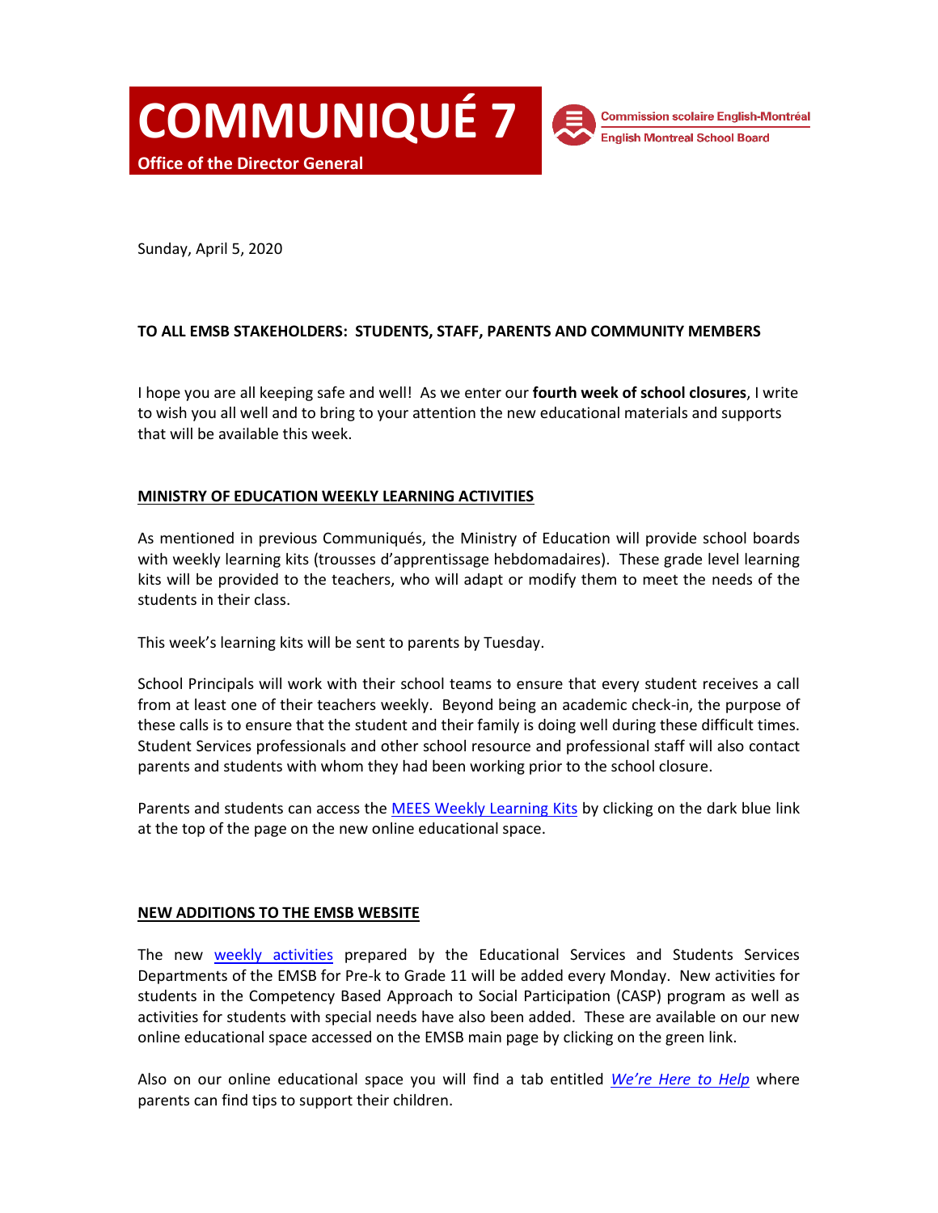# COMMUNIQUÉ 7

**Office of the Director General**

Commission scolaire English-Montréal
English Montreal School Board

Sunday, April 5, 2020

**TO ALL EMSB STAKEHOLDERS: STUDENTS, STAFF, PARENTS AND COMMUNITY MEMBERS**

I hope you are all keeping safe and well! As we enter our **fourth week of school closures**, I write to wish you all well and to bring to your attention the new educational materials and supports that will be available this week.

## MINISTRY OF EDUCATION WEEKLY LEARNING ACTIVITIES

As mentioned in previous Communiqués, the Ministry of Education will provide school boards with weekly learning kits (trousses d'apprentissage hebdomadaires). These grade level learning kits will be provided to the teachers, who will adapt or modify them to meet the needs of the students in their class.

This week's learning kits will be sent to parents by Tuesday.

School Principals will work with their school teams to ensure that every student receives a call from at least one of their teachers weekly. Beyond being an academic check-in, the purpose of these calls is to ensure that the student and their family is doing well during these difficult times. Student Services professionals and other school resource and professional staff will also contact parents and students with whom they had been working prior to the school closure.

Parents and students can access the MEES Weekly Learning Kits by clicking on the dark blue link at the top of the page on the new online educational space.

## NEW ADDITIONS TO THE EMSB WEBSITE

The new weekly activities prepared by the Educational Services and Students Services Departments of the EMSB for Pre-k to Grade 11 will be added every Monday. New activities for students in the Competency Based Approach to Social Participation (CASP) program as well as activities for students with special needs have also been added. These are available on our new online educational space accessed on the EMSB main page by clicking on the green link.

Also on our online educational space you will find a tab entitled *We're Here to Help* where parents can find tips to support their children.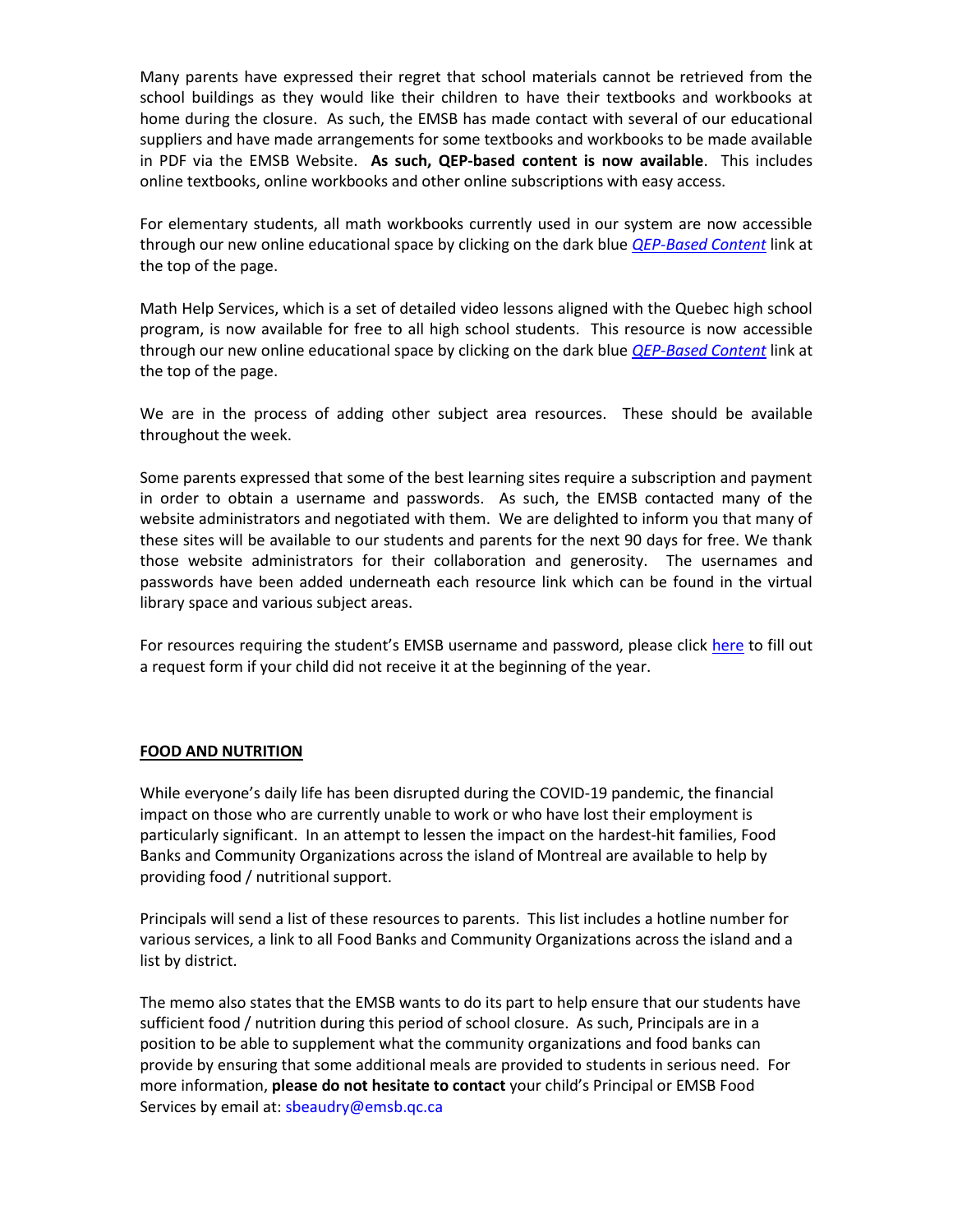Many parents have expressed their regret that school materials cannot be retrieved from the school buildings as they would like their children to have their textbooks and workbooks at home during the closure. As such, the EMSB has made contact with several of our educational suppliers and have made arrangements for some textbooks and workbooks to be made available in PDF via the EMSB Website. **As such, QEP-based content is now available**. This includes online textbooks, online workbooks and other online subscriptions with easy access.

For elementary students, all math workbooks currently used in our system are now accessible through our new online educational space by clicking on the dark blue *QEP-Based Content* link at the top of the page.

Math Help Services, which is a set of detailed video lessons aligned with the Quebec high school program, is now available for free to all high school students. This resource is now accessible through our new online educational space by clicking on the dark blue *QEP-Based Content* link at the top of the page.

We are in the process of adding other subject area resources. These should be available throughout the week.

Some parents expressed that some of the best learning sites require a subscription and payment in order to obtain a username and passwords. As such, the EMSB contacted many of the website administrators and negotiated with them. We are delighted to inform you that many of these sites will be available to our students and parents for the next 90 days for free. We thank those website administrators for their collaboration and generosity. The usernames and passwords have been added underneath each resource link which can be found in the virtual library space and various subject areas.

For resources requiring the student's EMSB username and password, please click here to fill out a request form if your child did not receive it at the beginning of the year.

## FOOD AND NUTRITION

While everyone's daily life has been disrupted during the COVID-19 pandemic, the financial impact on those who are currently unable to work or who have lost their employment is particularly significant. In an attempt to lessen the impact on the hardest-hit families, Food Banks and Community Organizations across the island of Montreal are available to help by providing food / nutritional support.

Principals will send a list of these resources to parents. This list includes a hotline number for various services, a link to all Food Banks and Community Organizations across the island and a list by district.

The memo also states that the EMSB wants to do its part to help ensure that our students have sufficient food / nutrition during this period of school closure. As such, Principals are in a position to be able to supplement what the community organizations and food banks can provide by ensuring that some additional meals are provided to students in serious need. For more information, **please do not hesitate to contact** your child's Principal or EMSB Food Services by email at: sbeaudry@emsb.qc.ca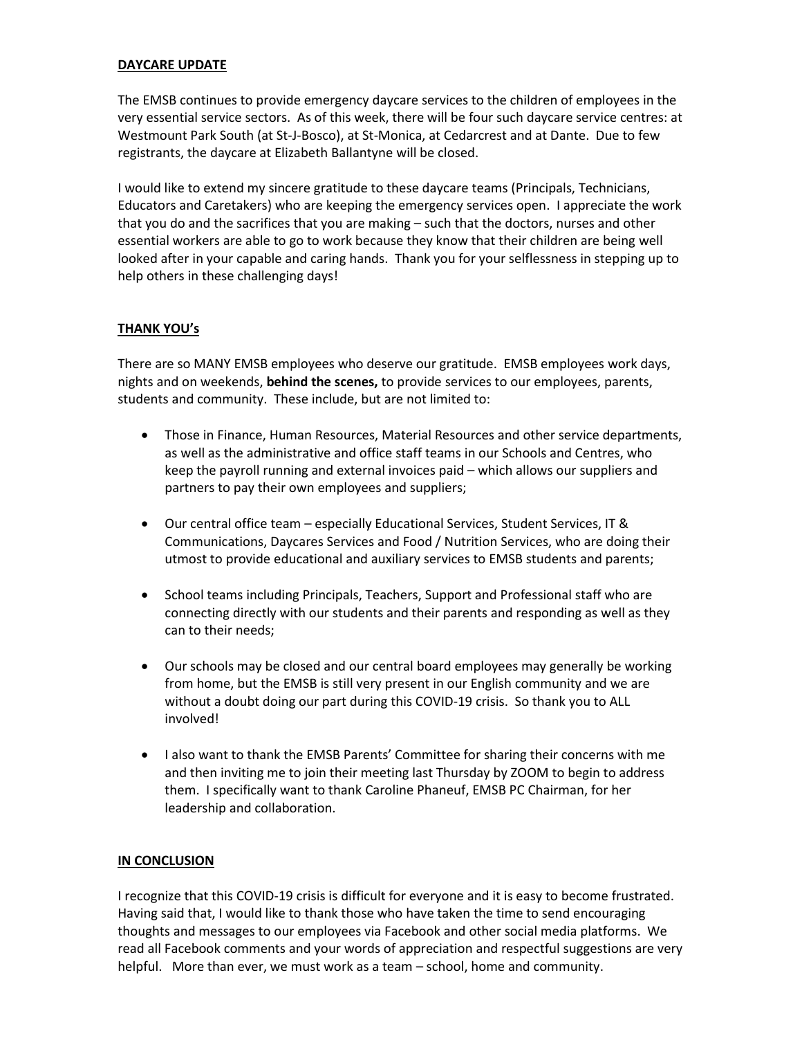## DAYCARE UPDATE

The EMSB continues to provide emergency daycare services to the children of employees in the very essential service sectors. As of this week, there will be four such daycare service centres: at Westmount Park South (at St-J-Bosco), at St-Monica, at Cedarcrest and at Dante. Due to few registrants, the daycare at Elizabeth Ballantyne will be closed.

I would like to extend my sincere gratitude to these daycare teams (Principals, Technicians, Educators and Caretakers) who are keeping the emergency services open. I appreciate the work that you do and the sacrifices that you are making – such that the doctors, nurses and other essential workers are able to go to work because they know that their children are being well looked after in your capable and caring hands. Thank you for your selflessness in stepping up to help others in these challenging days!

## THANK YOU's

There are so MANY EMSB employees who deserve our gratitude. EMSB employees work days, nights and on weekends, **behind the scenes,** to provide services to our employees, parents, students and community. These include, but are not limited to:

- Those in Finance, Human Resources, Material Resources and other service departments, as well as the administrative and office staff teams in our Schools and Centres, who keep the payroll running and external invoices paid – which allows our suppliers and partners to pay their own employees and suppliers;

- Our central office team – especially Educational Services, Student Services, IT & Communications, Daycares Services and Food / Nutrition Services, who are doing their utmost to provide educational and auxiliary services to EMSB students and parents;

- School teams including Principals, Teachers, Support and Professional staff who are connecting directly with our students and their parents and responding as well as they can to their needs;

- Our schools may be closed and our central board employees may generally be working from home, but the EMSB is still very present in our English community and we are without a doubt doing our part during this COVID-19 crisis. So thank you to ALL involved!

- I also want to thank the EMSB Parents' Committee for sharing their concerns with me and then inviting me to join their meeting last Thursday by ZOOM to begin to address them. I specifically want to thank Caroline Phaneuf, EMSB PC Chairman, for her leadership and collaboration.

## IN CONCLUSION

I recognize that this COVID-19 crisis is difficult for everyone and it is easy to become frustrated. Having said that, I would like to thank those who have taken the time to send encouraging thoughts and messages to our employees via Facebook and other social media platforms. We read all Facebook comments and your words of appreciation and respectful suggestions are very helpful. More than ever, we must work as a team – school, home and community.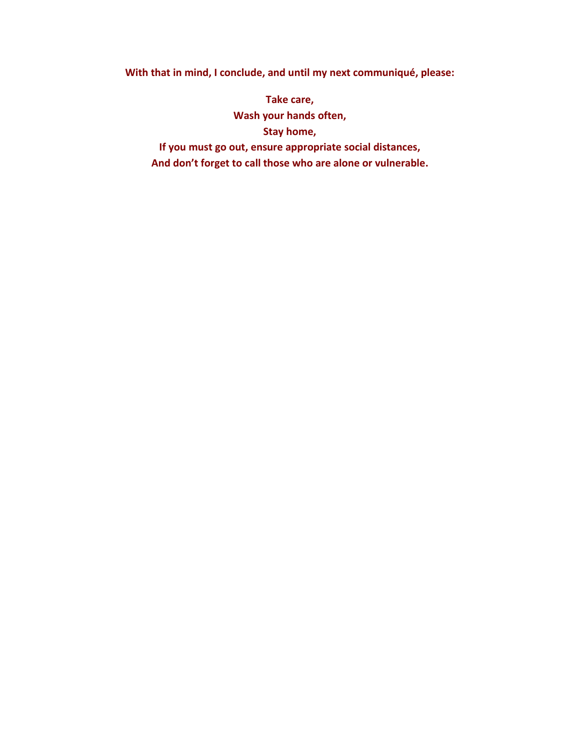**With that in mind, I conclude, and until my next communiqué, please:**

**Take care,**
**Wash your hands often,**
**Stay home,**
**If you must go out, ensure appropriate social distances,**
**And don't forget to call those who are alone or vulnerable.**